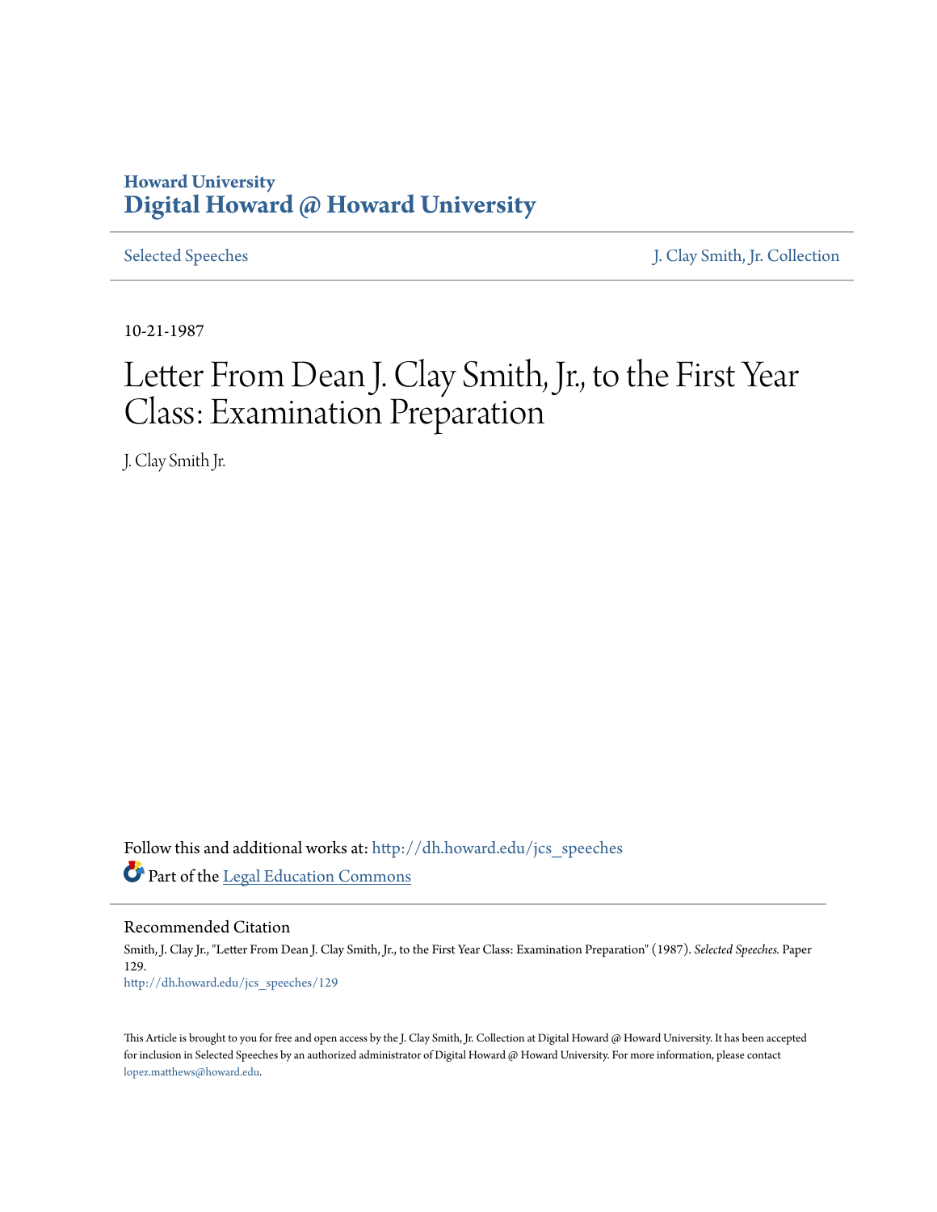Howard University
**Digital Howard @ Howard University**

Selected Speeches | J. Clay Smith, Jr. Collection

10-21-1987

# Letter From Dean J. Clay Smith, Jr., to the First Year Class: Examination Preparation

J. Clay Smith Jr.

Follow this and additional works at: http://dh.howard.edu/jcs_speeches

Part of the Legal Education Commons

## Recommended Citation

Smith, J. Clay Jr., "Letter From Dean J. Clay Smith, Jr., to the First Year Class: Examination Preparation" (1987). *Selected Speeches.* Paper 129.
http://dh.howard.edu/jcs_speeches/129

This Article is brought to you for free and open access by the J. Clay Smith, Jr. Collection at Digital Howard @ Howard University. It has been accepted for inclusion in Selected Speeches by an authorized administrator of Digital Howard @ Howard University. For more information, please contact lopez.matthews@howard.edu.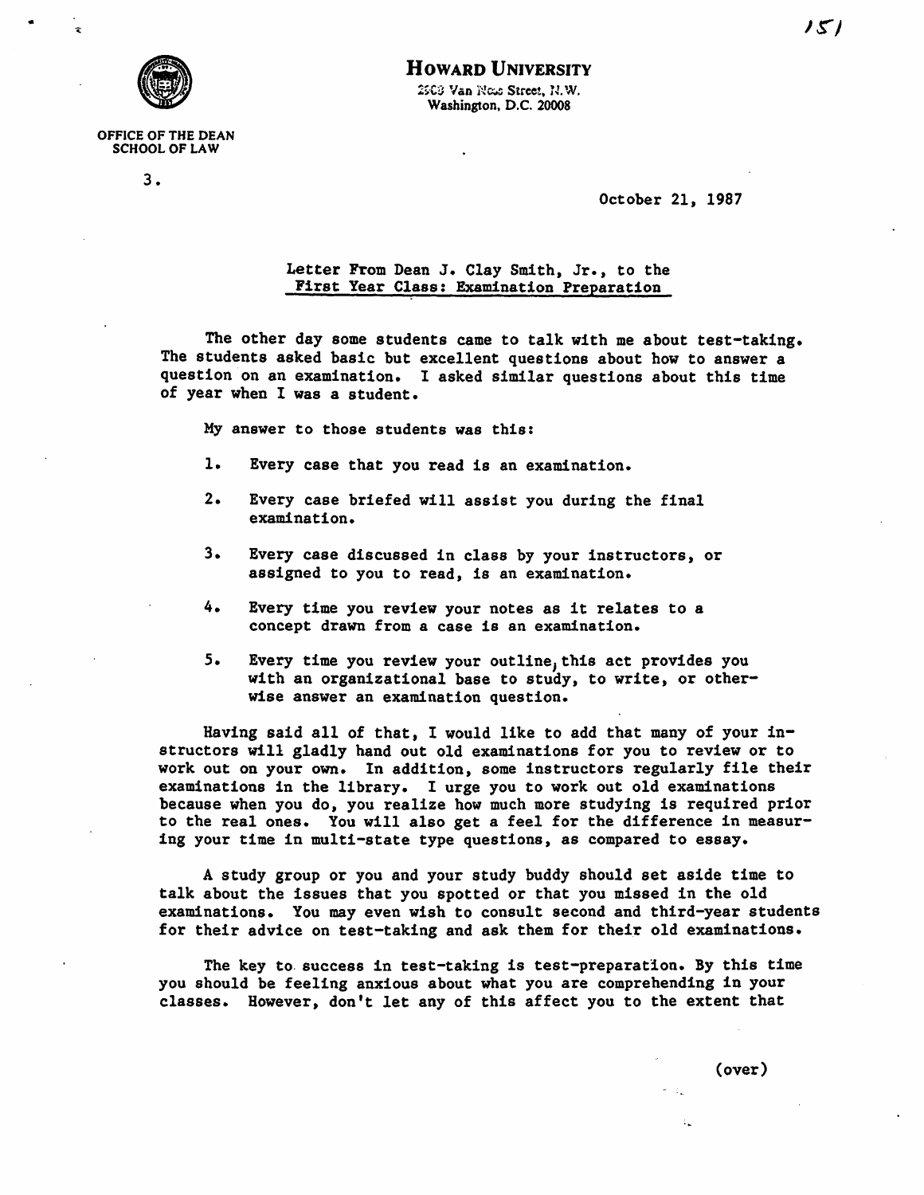**HOWARD UNIVERSITY**
2900 Van Ness Street, N.W.
Washington, D.C. 20008

OFFICE OF THE DEAN
SCHOOL OF LAW

3.

October 21, 1987

Letter From Dean J. Clay Smith, Jr., to the First Year Class: Examination Preparation

The other day some students came to talk with me about test-taking. The students asked basic but excellent questions about how to answer a question on an examination. I asked similar questions about this time of year when I was a student.

My answer to those students was this:

1. Every case that you read is an examination.

2. Every case briefed will assist you during the final examination.

3. Every case discussed in class by your instructors, or assigned to you to read, is an examination.

4. Every time you review your notes as it relates to a concept drawn from a case is an examination.

5. Every time you review your outline, this act provides you with an organizational base to study, to write, or otherwise answer an examination question.

Having said all of that, I would like to add that many of your instructors will gladly hand out old examinations for you to review or to work out on your own. In addition, some instructors regularly file their examinations in the library. I urge you to work out old examinations because when you do, you realize how much more studying is required prior to the real ones. You will also get a feel for the difference in measuring your time in multi-state type questions, as compared to essay.

A study group or you and your study buddy should set aside time to talk about the issues that you spotted or that you missed in the old examinations. You may even wish to consult second and third-year students for their advice on test-taking and ask them for their old examinations.

The key to success in test-taking is test-preparation. By this time you should be feeling anxious about what you are comprehending in your classes. However, don't let any of this affect you to the extent that

(over)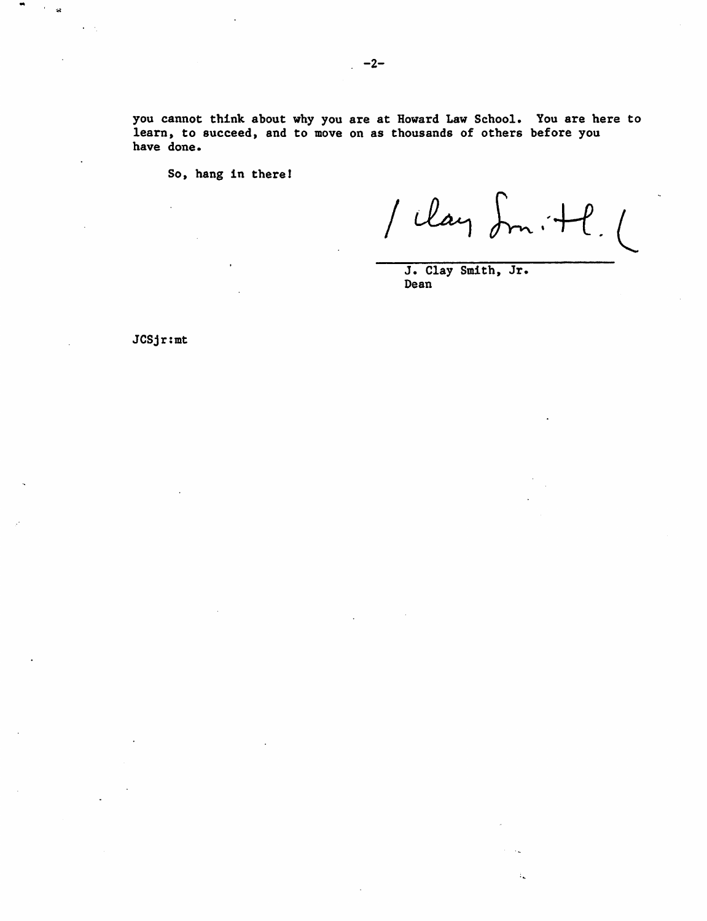you cannot think about why you are at Howard Law School. You are here to learn, to succeed, and to move on as thousands of others before you have done.

So, hang in there!

J. Clay Smith, Jr.
Dean

JCSjr:mt